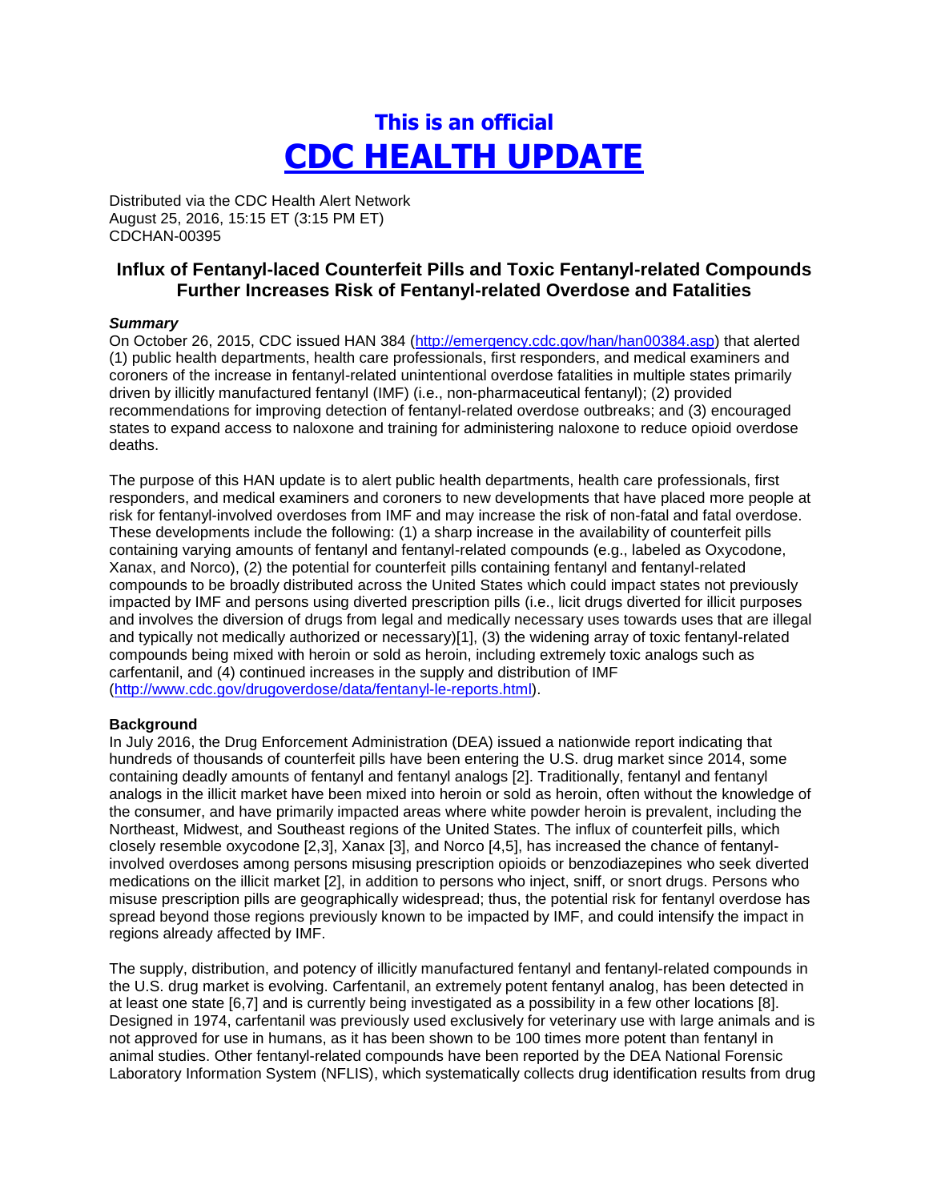# This is an official
# CDC HEALTH UPDATE

Distributed via the CDC Health Alert Network
August 25, 2016, 15:15 ET (3:15 PM ET)
CDCHAN-00395

## Influx of Fentanyl-laced Counterfeit Pills and Toxic Fentanyl-related Compounds Further Increases Risk of Fentanyl-related Overdose and Fatalities

***Summary***

On October 26, 2015, CDC issued HAN 384 (http://emergency.cdc.gov/han/han00384.asp) that alerted (1) public health departments, health care professionals, first responders, and medical examiners and coroners of the increase in fentanyl-related unintentional overdose fatalities in multiple states primarily driven by illicitly manufactured fentanyl (IMF) (i.e., non-pharmaceutical fentanyl); (2) provided recommendations for improving detection of fentanyl-related overdose outbreaks; and (3) encouraged states to expand access to naloxone and training for administering naloxone to reduce opioid overdose deaths.

The purpose of this HAN update is to alert public health departments, health care professionals, first responders, and medical examiners and coroners to new developments that have placed more people at risk for fentanyl-involved overdoses from IMF and may increase the risk of non-fatal and fatal overdose. These developments include the following: (1) a sharp increase in the availability of counterfeit pills containing varying amounts of fentanyl and fentanyl-related compounds (e.g., labeled as Oxycodone, Xanax, and Norco), (2) the potential for counterfeit pills containing fentanyl and fentanyl-related compounds to be broadly distributed across the United States which could impact states not previously impacted by IMF and persons using diverted prescription pills (i.e., licit drugs diverted for illicit purposes and involves the diversion of drugs from legal and medically necessary uses towards uses that are illegal and typically not medically authorized or necessary)[1], (3) the widening array of toxic fentanyl-related compounds being mixed with heroin or sold as heroin, including extremely toxic analogs such as carfentanil, and (4) continued increases in the supply and distribution of IMF (http://www.cdc.gov/drugoverdose/data/fentanyl-le-reports.html).

**Background**

In July 2016, the Drug Enforcement Administration (DEA) issued a nationwide report indicating that hundreds of thousands of counterfeit pills have been entering the U.S. drug market since 2014, some containing deadly amounts of fentanyl and fentanyl analogs [2]. Traditionally, fentanyl and fentanyl analogs in the illicit market have been mixed into heroin or sold as heroin, often without the knowledge of the consumer, and have primarily impacted areas where white powder heroin is prevalent, including the Northeast, Midwest, and Southeast regions of the United States. The influx of counterfeit pills, which closely resemble oxycodone [2,3], Xanax [3], and Norco [4,5], has increased the chance of fentanyl-involved overdoses among persons misusing prescription opioids or benzodiazepines who seek diverted medications on the illicit market [2], in addition to persons who inject, sniff, or snort drugs. Persons who misuse prescription pills are geographically widespread; thus, the potential risk for fentanyl overdose has spread beyond those regions previously known to be impacted by IMF, and could intensify the impact in regions already affected by IMF.

The supply, distribution, and potency of illicitly manufactured fentanyl and fentanyl-related compounds in the U.S. drug market is evolving. Carfentanil, an extremely potent fentanyl analog, has been detected in at least one state [6,7] and is currently being investigated as a possibility in a few other locations [8]. Designed in 1974, carfentanil was previously used exclusively for veterinary use with large animals and is not approved for use in humans, as it has been shown to be 100 times more potent than fentanyl in animal studies. Other fentanyl-related compounds have been reported by the DEA National Forensic Laboratory Information System (NFLIS), which systematically collects drug identification results from drug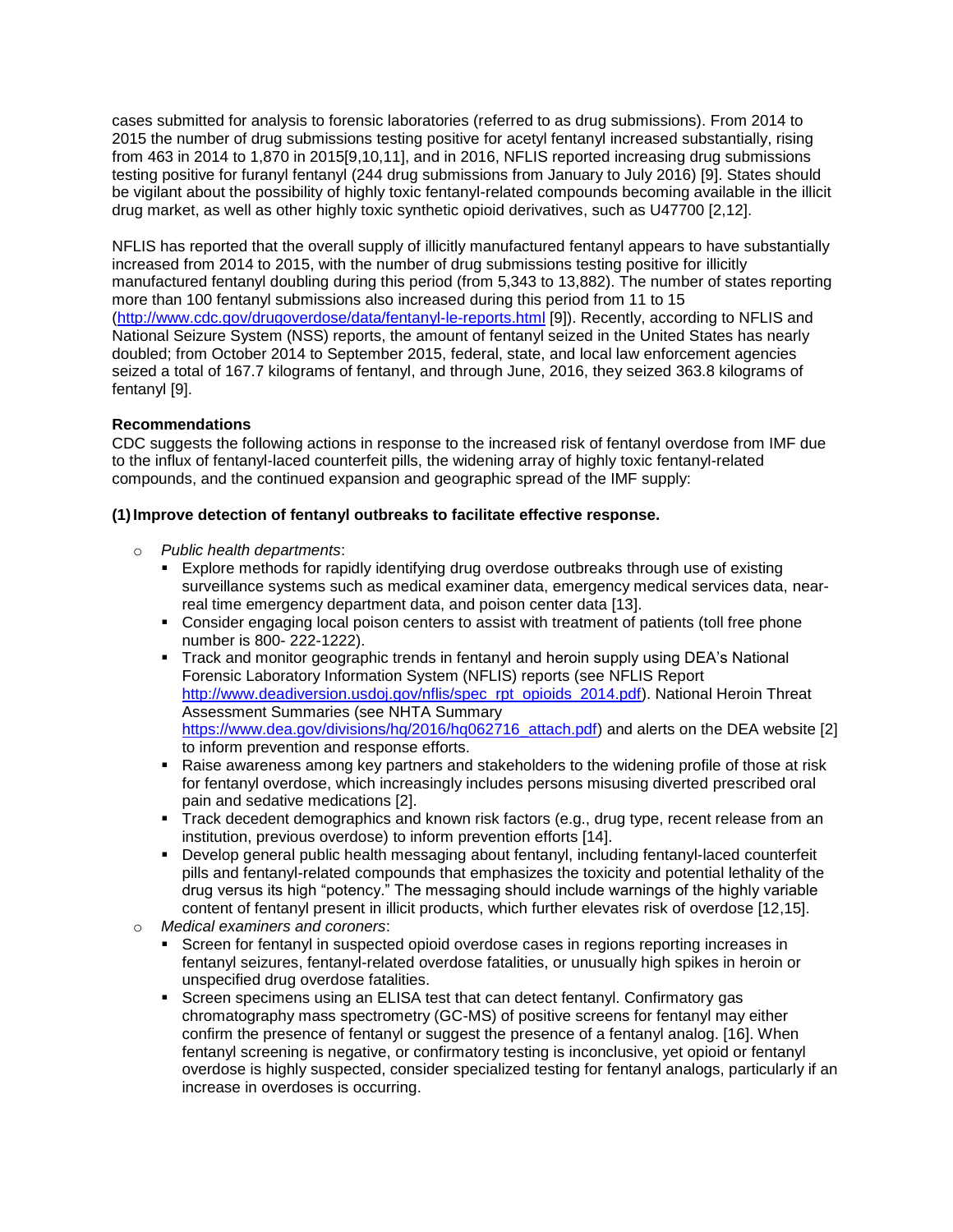cases submitted for analysis to forensic laboratories (referred to as drug submissions). From 2014 to 2015 the number of drug submissions testing positive for acetyl fentanyl increased substantially, rising from 463 in 2014 to 1,870 in 2015[9,10,11], and in 2016, NFLIS reported increasing drug submissions testing positive for furanyl fentanyl (244 drug submissions from January to July 2016) [9]. States should be vigilant about the possibility of highly toxic fentanyl-related compounds becoming available in the illicit drug market, as well as other highly toxic synthetic opioid derivatives, such as U47700 [2,12].

NFLIS has reported that the overall supply of illicitly manufactured fentanyl appears to have substantially increased from 2014 to 2015, with the number of drug submissions testing positive for illicitly manufactured fentanyl doubling during this period (from 5,343 to 13,882). The number of states reporting more than 100 fentanyl submissions also increased during this period from 11 to 15 (http://www.cdc.gov/drugoverdose/data/fentanyl-le-reports.html [9]). Recently, according to NFLIS and National Seizure System (NSS) reports, the amount of fentanyl seized in the United States has nearly doubled; from October 2014 to September 2015, federal, state, and local law enforcement agencies seized a total of 167.7 kilograms of fentanyl, and through June, 2016, they seized 363.8 kilograms of fentanyl [9].

**Recommendations**

CDC suggests the following actions in response to the increased risk of fentanyl overdose from IMF due to the influx of fentanyl-laced counterfeit pills, the widening array of highly toxic fentanyl-related compounds, and the continued expansion and geographic spread of the IMF supply:

**(1) Improve detection of fentanyl outbreaks to facilitate effective response.**

- *Public health departments*:
  - Explore methods for rapidly identifying drug overdose outbreaks through use of existing surveillance systems such as medical examiner data, emergency medical services data, near-real time emergency department data, and poison center data [13].
  - Consider engaging local poison centers to assist with treatment of patients (toll free phone number is 800- 222-1222).
  - Track and monitor geographic trends in fentanyl and heroin supply using DEA's National Forensic Laboratory Information System (NFLIS) reports (see NFLIS Report http://www.deadiversion.usdoj.gov/nflis/spec_rpt_opioids_2014.pdf). National Heroin Threat Assessment Summaries (see NHTA Summary https://www.dea.gov/divisions/hq/2016/hq062716_attach.pdf) and alerts on the DEA website [2] to inform prevention and response efforts.
  - Raise awareness among key partners and stakeholders to the widening profile of those at risk for fentanyl overdose, which increasingly includes persons misusing diverted prescribed oral pain and sedative medications [2].
  - Track decedent demographics and known risk factors (e.g., drug type, recent release from an institution, previous overdose) to inform prevention efforts [14].
  - Develop general public health messaging about fentanyl, including fentanyl-laced counterfeit pills and fentanyl-related compounds that emphasizes the toxicity and potential lethality of the drug versus its high "potency." The messaging should include warnings of the highly variable content of fentanyl present in illicit products, which further elevates risk of overdose [12,15].
- *Medical examiners and coroners*:
  - Screen for fentanyl in suspected opioid overdose cases in regions reporting increases in fentanyl seizures, fentanyl-related overdose fatalities, or unusually high spikes in heroin or unspecified drug overdose fatalities.
  - Screen specimens using an ELISA test that can detect fentanyl. Confirmatory gas chromatography mass spectrometry (GC-MS) of positive screens for fentanyl may either confirm the presence of fentanyl or suggest the presence of a fentanyl analog. [16]. When fentanyl screening is negative, or confirmatory testing is inconclusive, yet opioid or fentanyl overdose is highly suspected, consider specialized testing for fentanyl analogs, particularly if an increase in overdoses is occurring.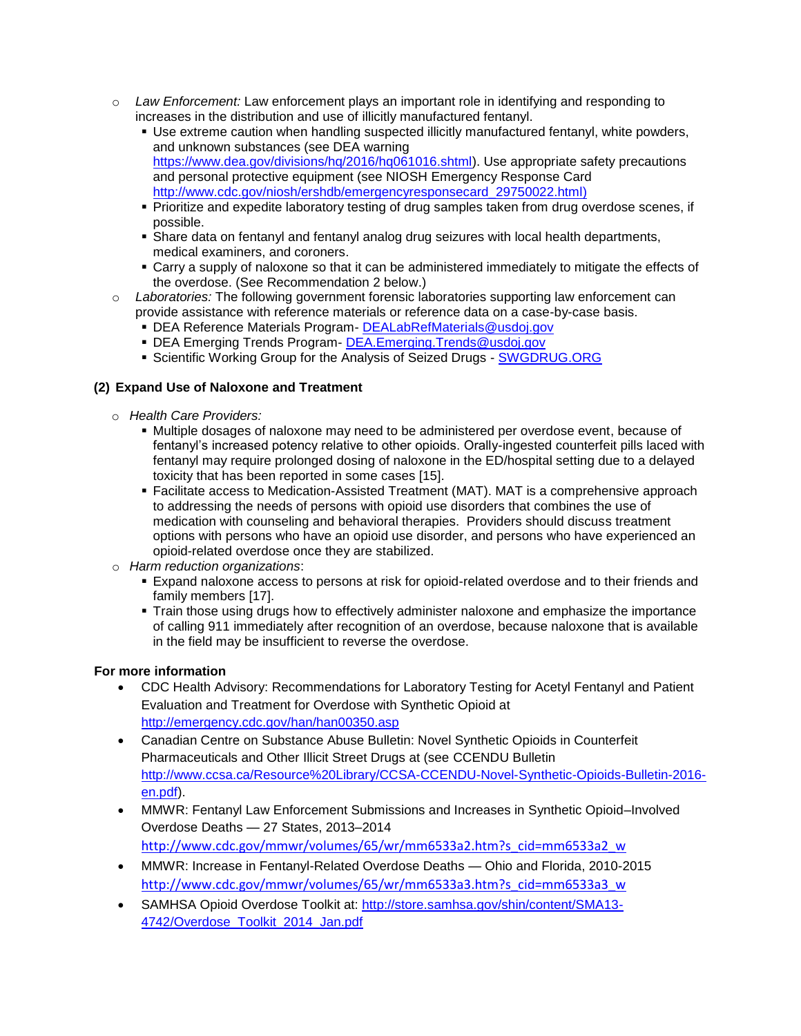- *Law Enforcement:* Law enforcement plays an important role in identifying and responding to increases in the distribution and use of illicitly manufactured fentanyl.
  - Use extreme caution when handling suspected illicitly manufactured fentanyl, white powders, and unknown substances (see DEA warning https://www.dea.gov/divisions/hq/2016/hq061016.shtml). Use appropriate safety precautions and personal protective equipment (see NIOSH Emergency Response Card http://www.cdc.gov/niosh/ershdb/emergencyresponsecard_29750022.html)
  - Prioritize and expedite laboratory testing of drug samples taken from drug overdose scenes, if possible.
  - Share data on fentanyl and fentanyl analog drug seizures with local health departments, medical examiners, and coroners.
  - Carry a supply of naloxone so that it can be administered immediately to mitigate the effects of the overdose. (See Recommendation 2 below.)
- *Laboratories:* The following government forensic laboratories supporting law enforcement can provide assistance with reference materials or reference data on a case-by-case basis.
  - DEA Reference Materials Program- DEALabRefMaterials@usdoj.gov
  - DEA Emerging Trends Program- DEA.Emerging.Trends@usdoj.gov
  - Scientific Working Group for the Analysis of Seized Drugs - SWGDRUG.ORG

**(2) Expand Use of Naloxone and Treatment**

- *Health Care Providers:*
  - Multiple dosages of naloxone may need to be administered per overdose event, because of fentanyl's increased potency relative to other opioids. Orally-ingested counterfeit pills laced with fentanyl may require prolonged dosing of naloxone in the ED/hospital setting due to a delayed toxicity that has been reported in some cases [15].
  - Facilitate access to Medication-Assisted Treatment (MAT). MAT is a comprehensive approach to addressing the needs of persons with opioid use disorders that combines the use of medication with counseling and behavioral therapies. Providers should discuss treatment options with persons who have an opioid use disorder, and persons who have experienced an opioid-related overdose once they are stabilized.
- *Harm reduction organizations*:
  - Expand naloxone access to persons at risk for opioid-related overdose and to their friends and family members [17].
  - Train those using drugs how to effectively administer naloxone and emphasize the importance of calling 911 immediately after recognition of an overdose, because naloxone that is available in the field may be insufficient to reverse the overdose.

**For more information**

- CDC Health Advisory: Recommendations for Laboratory Testing for Acetyl Fentanyl and Patient Evaluation and Treatment for Overdose with Synthetic Opioid at http://emergency.cdc.gov/han/han00350.asp
- Canadian Centre on Substance Abuse Bulletin: Novel Synthetic Opioids in Counterfeit Pharmaceuticals and Other Illicit Street Drugs at (see CCENDU Bulletin http://www.ccsa.ca/Resource%20Library/CCSA-CCENDU-Novel-Synthetic-Opioids-Bulletin-2016-en.pdf).
- MMWR: Fentanyl Law Enforcement Submissions and Increases in Synthetic Opioid–Involved Overdose Deaths — 27 States, 2013–2014 http://www.cdc.gov/mmwr/volumes/65/wr/mm6533a2.htm?s_cid=mm6533a2_w
- MMWR: Increase in Fentanyl-Related Overdose Deaths — Ohio and Florida, 2010-2015 http://www.cdc.gov/mmwr/volumes/65/wr/mm6533a3.htm?s_cid=mm6533a3_w
- SAMHSA Opioid Overdose Toolkit at: http://store.samhsa.gov/shin/content/SMA13-4742/Overdose_Toolkit_2014_Jan.pdf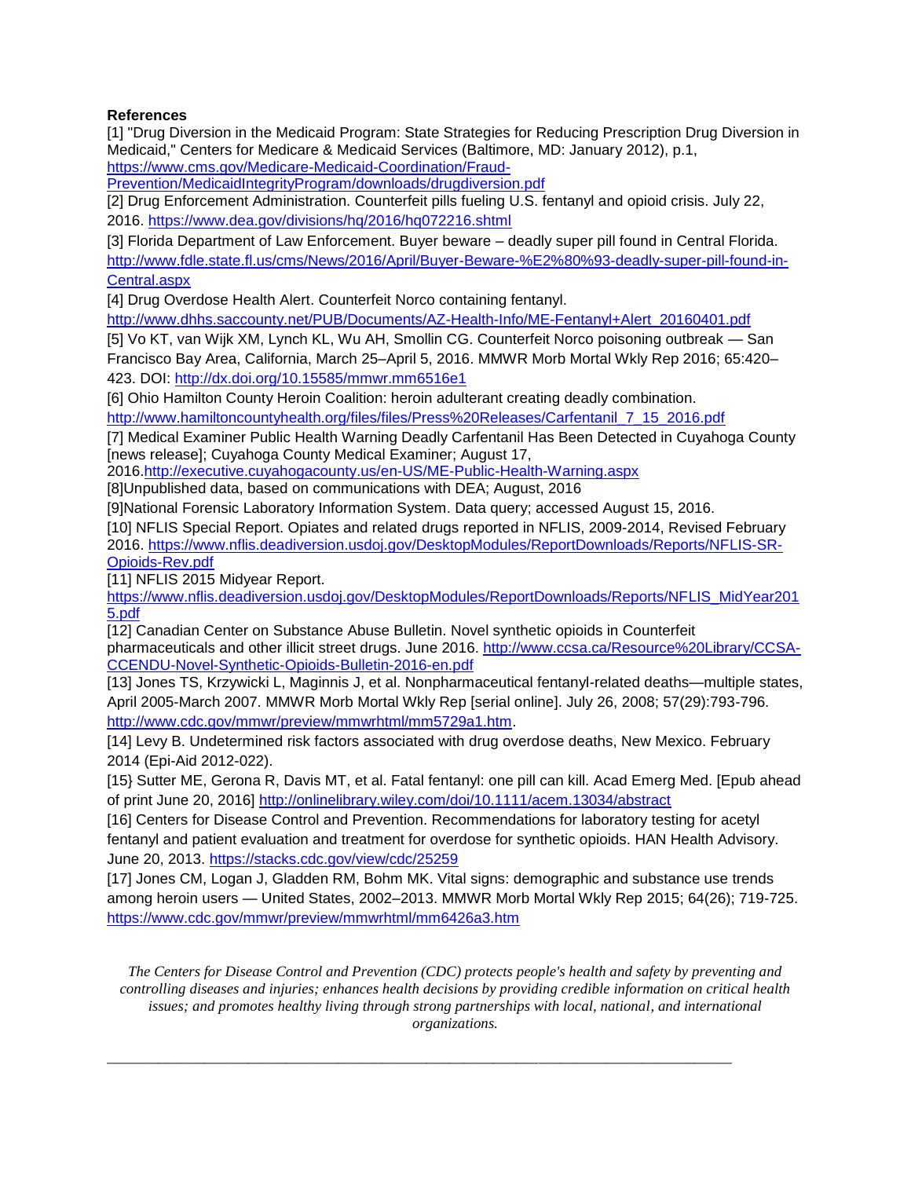**References**

[1] "Drug Diversion in the Medicaid Program: State Strategies for Reducing Prescription Drug Diversion in Medicaid," Centers for Medicare & Medicaid Services (Baltimore, MD: January 2012), p.1, https://www.cms.gov/Medicare-Medicaid-Coordination/Fraud-Prevention/MedicaidIntegrityProgram/downloads/drugdiversion.pdf

[2] Drug Enforcement Administration. Counterfeit pills fueling U.S. fentanyl and opioid crisis. July 22, 2016. https://www.dea.gov/divisions/hq/2016/hq072216.shtml

[3] Florida Department of Law Enforcement. Buyer beware – deadly super pill found in Central Florida. http://www.fdle.state.fl.us/cms/News/2016/April/Buyer-Beware-%E2%80%93-deadly-super-pill-found-in-Central.aspx

[4] Drug Overdose Health Alert. Counterfeit Norco containing fentanyl. http://www.dhhs.saccounty.net/PUB/Documents/AZ-Health-Info/ME-Fentanyl+Alert_20160401.pdf

[5] Vo KT, van Wijk XM, Lynch KL, Wu AH, Smollin CG. Counterfeit Norco poisoning outbreak — San Francisco Bay Area, California, March 25–April 5, 2016. MMWR Morb Mortal Wkly Rep 2016; 65:420–423. DOI: http://dx.doi.org/10.15585/mmwr.mm6516e1

[6] Ohio Hamilton County Heroin Coalition: heroin adulterant creating deadly combination. http://www.hamiltoncountyhealth.org/files/files/Press%20Releases/Carfentanil_7_15_2016.pdf

[7] Medical Examiner Public Health Warning Deadly Carfentanil Has Been Detected in Cuyahoga County [news release]; Cuyahoga County Medical Examiner; August 17, 2016.http://executive.cuyahogacounty.us/en-US/ME-Public-Health-Warning.aspx

[8]Unpublished data, based on communications with DEA; August, 2016

[9]National Forensic Laboratory Information System. Data query; accessed August 15, 2016.

[10] NFLIS Special Report. Opiates and related drugs reported in NFLIS, 2009-2014, Revised February 2016. https://www.nflis.deadiversion.usdoj.gov/DesktopModules/ReportDownloads/Reports/NFLIS-SR-Opioids-Rev.pdf

[11] NFLIS 2015 Midyear Report. https://www.nflis.deadiversion.usdoj.gov/DesktopModules/ReportDownloads/Reports/NFLIS_MidYear2015.pdf

[12] Canadian Center on Substance Abuse Bulletin. Novel synthetic opioids in Counterfeit pharmaceuticals and other illicit street drugs. June 2016. http://www.ccsa.ca/Resource%20Library/CCSA-CCENDU-Novel-Synthetic-Opioids-Bulletin-2016-en.pdf

[13] Jones TS, Krzywicki L, Maginnis J, et al. Nonpharmaceutical fentanyl-related deaths—multiple states, April 2005-March 2007. MMWR Morb Mortal Wkly Rep [serial online]. July 26, 2008; 57(29):793-796. http://www.cdc.gov/mmwr/preview/mmwrhtml/mm5729a1.htm.

[14] Levy B. Undetermined risk factors associated with drug overdose deaths, New Mexico. February 2014 (Epi-Aid 2012-022).

[15} Sutter ME, Gerona R, Davis MT, et al. Fatal fentanyl: one pill can kill. Acad Emerg Med. [Epub ahead of print June 20, 2016] http://onlinelibrary.wiley.com/doi/10.1111/acem.13034/abstract

[16] Centers for Disease Control and Prevention. Recommendations for laboratory testing for acetyl fentanyl and patient evaluation and treatment for overdose for synthetic opioids. HAN Health Advisory. June 20, 2013. https://stacks.cdc.gov/view/cdc/25259

[17] Jones CM, Logan J, Gladden RM, Bohm MK. Vital signs: demographic and substance use trends among heroin users — United States, 2002–2013. MMWR Morb Mortal Wkly Rep 2015; 64(26); 719-725. https://www.cdc.gov/mmwr/preview/mmwrhtml/mm6426a3.htm

*The Centers for Disease Control and Prevention (CDC) protects people's health and safety by preventing and controlling diseases and injuries; enhances health decisions by providing credible information on critical health issues; and promotes healthy living through strong partnerships with local, national, and international organizations.*

---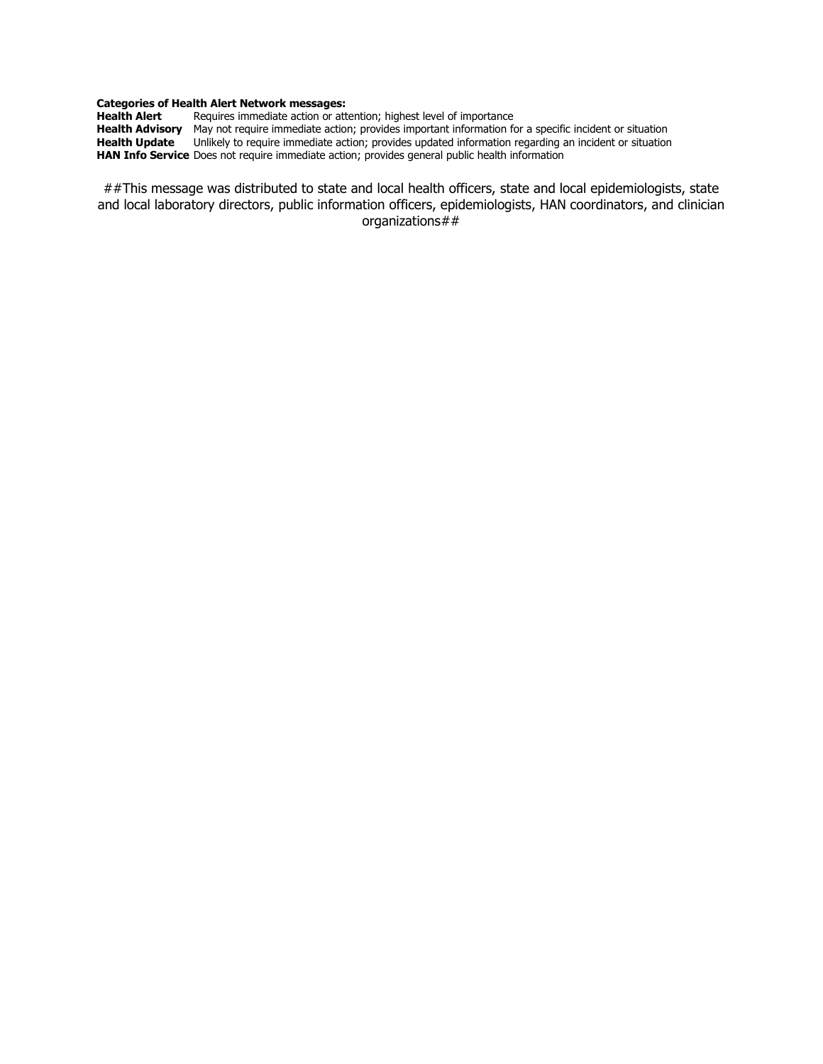**Categories of Health Alert Network messages:**

| | |
|---|---|
| **Health Alert** | Requires immediate action or attention; highest level of importance |
| **Health Advisory** | May not require immediate action; provides important information for a specific incident or situation |
| **Health Update** | Unlikely to require immediate action; provides updated information regarding an incident or situation |
| **HAN Info Service** | Does not require immediate action; provides general public health information |

##This message was distributed to state and local health officers, state and local epidemiologists, state and local laboratory directors, public information officers, epidemiologists, HAN coordinators, and clinician organizations##